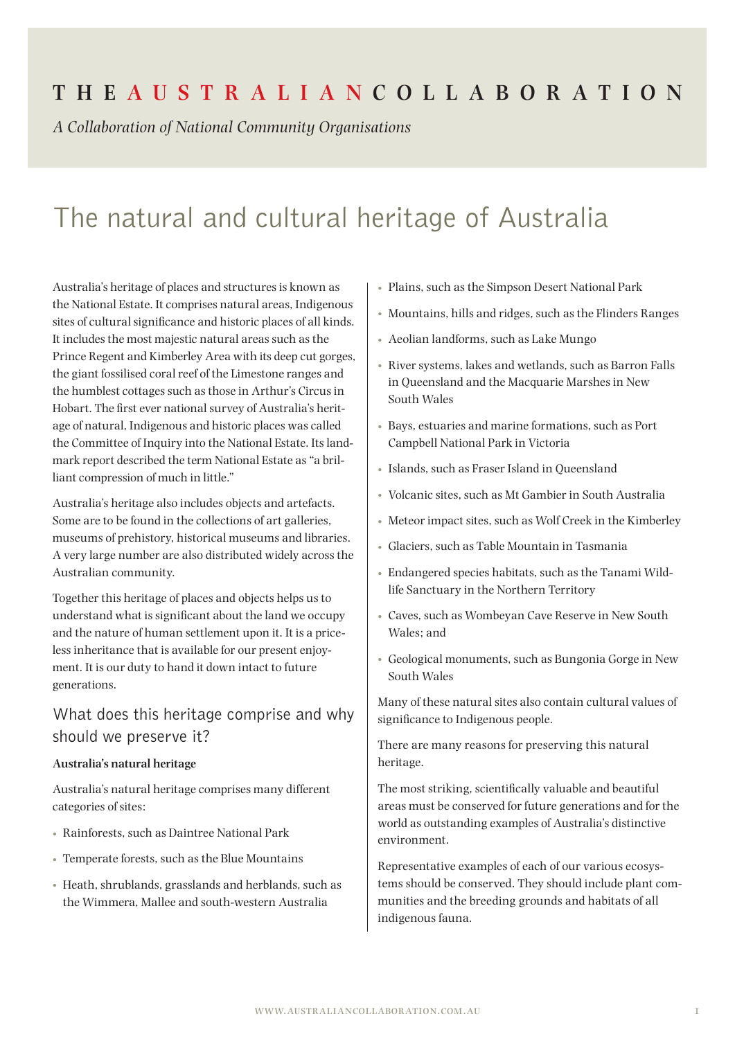THE AUSTRALIAN COLLABORATION

*A Collaboration of National Community Organisations*

# The natural and cultural heritage of Australia

Australia's heritage of places and structures is known as the National Estate. It comprises natural areas, Indigenous sites of cultural significance and historic places of all kinds. It includes the most majestic natural areas such as the Prince Regent and Kimberley Area with its deep cut gorges, the giant fossilised coral reef of the Limestone ranges and the humblest cottages such as those in Arthur's Circus in Hobart. The first ever national survey of Australia's heritage of natural, Indigenous and historic places was called the Committee of Inquiry into the National Estate. Its landmark report described the term National Estate as "a brilliant compression of much in little."

Australia's heritage also includes objects and artefacts. Some are to be found in the collections of art galleries, museums of prehistory, historical museums and libraries. A very large number are also distributed widely across the Australian community.

Together this heritage of places and objects helps us to understand what is significant about the land we occupy and the nature of human settlement upon it. It is a priceless inheritance that is available for our present enjoyment. It is our duty to hand it down intact to future generations.

## What does this heritage comprise and why should we preserve it?

**Australia's natural heritage**

Australia's natural heritage comprises many different categories of sites:

- Rainforests, such as Daintree National Park
- Temperate forests, such as the Blue Mountains
- Heath, shrublands, grasslands and herblands, such as the Wimmera, Mallee and south-western Australia
- Plains, such as the Simpson Desert National Park
- Mountains, hills and ridges, such as the Flinders Ranges
- Aeolian landforms, such as Lake Mungo
- River systems, lakes and wetlands, such as Barron Falls in Queensland and the Macquarie Marshes in New South Wales
- Bays, estuaries and marine formations, such as Port Campbell National Park in Victoria
- Islands, such as Fraser Island in Queensland
- Volcanic sites, such as Mt Gambier in South Australia
- Meteor impact sites, such as Wolf Creek in the Kimberley
- Glaciers, such as Table Mountain in Tasmania
- Endangered species habitats, such as the Tanami Wildlife Sanctuary in the Northern Territory
- Caves, such as Wombeyan Cave Reserve in New South Wales; and
- Geological monuments, such as Bungonia Gorge in New South Wales

Many of these natural sites also contain cultural values of significance to Indigenous people.

There are many reasons for preserving this natural heritage.

The most striking, scientifically valuable and beautiful areas must be conserved for future generations and for the world as outstanding examples of Australia's distinctive environment.

Representative examples of each of our various ecosystems should be conserved. They should include plant communities and the breeding grounds and habitats of all indigenous fauna.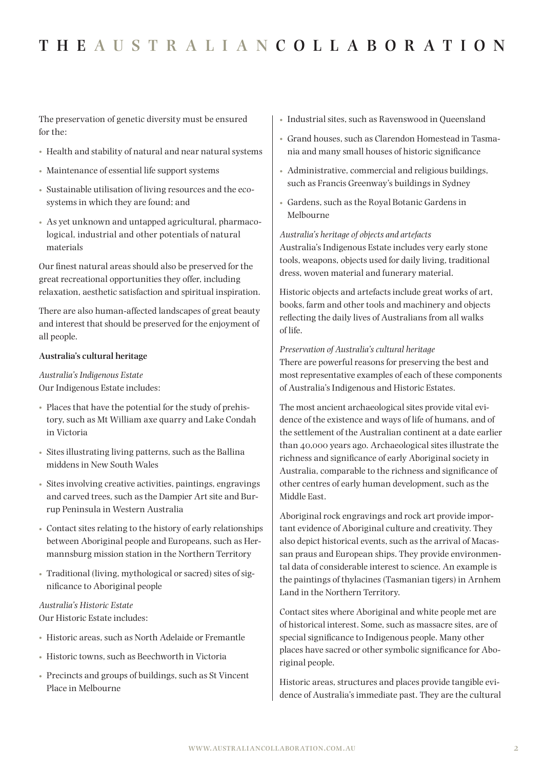The preservation of genetic diversity must be ensured for the:

- Health and stability of natural and near natural systems
- Maintenance of essential life support systems
- Sustainable utilisation of living resources and the ecosystems in which they are found; and
- As yet unknown and untapped agricultural, pharmacological, industrial and other potentials of natural materials

Our finest natural areas should also be preserved for the great recreational opportunities they offer, including relaxation, aesthetic satisfaction and spiritual inspiration.

There are also human-affected landscapes of great beauty and interest that should be preserved for the enjoyment of all people.

**Australia's cultural heritage**

*Australia's Indigenous Estate*
Our Indigenous Estate includes:

- Places that have the potential for the study of prehistory, such as Mt William axe quarry and Lake Condah in Victoria
- Sites illustrating living patterns, such as the Ballina middens in New South Wales
- Sites involving creative activities, paintings, engravings and carved trees, such as the Dampier Art site and Burrup Peninsula in Western Australia
- Contact sites relating to the history of early relationships between Aboriginal people and Europeans, such as Hermannsburg mission station in the Northern Territory
- Traditional (living, mythological or sacred) sites of significance to Aboriginal people

*Australia's Historic Estate*
Our Historic Estate includes:

- Historic areas, such as North Adelaide or Fremantle
- Historic towns, such as Beechworth in Victoria
- Precincts and groups of buildings, such as St Vincent Place in Melbourne
- Industrial sites, such as Ravenswood in Queensland
- Grand houses, such as Clarendon Homestead in Tasmania and many small houses of historic significance
- Administrative, commercial and religious buildings, such as Francis Greenway's buildings in Sydney
- Gardens, such as the Royal Botanic Gardens in Melbourne

*Australia's heritage of objects and artefacts*
Australia's Indigenous Estate includes very early stone tools, weapons, objects used for daily living, traditional dress, woven material and funerary material.

Historic objects and artefacts include great works of art, books, farm and other tools and machinery and objects reflecting the daily lives of Australians from all walks of life.

*Preservation of Australia's cultural heritage*
There are powerful reasons for preserving the best and most representative examples of each of these components of Australia's Indigenous and Historic Estates.

The most ancient archaeological sites provide vital evidence of the existence and ways of life of humans, and of the settlement of the Australian continent at a date earlier than 40,000 years ago. Archaeological sites illustrate the richness and significance of early Aboriginal society in Australia, comparable to the richness and significance of other centres of early human development, such as the Middle East.

Aboriginal rock engravings and rock art provide important evidence of Aboriginal culture and creativity. They also depict historical events, such as the arrival of Macassan praus and European ships. They provide environmental data of considerable interest to science. An example is the paintings of thylacines (Tasmanian tigers) in Arnhem Land in the Northern Territory.

Contact sites where Aboriginal and white people met are of historical interest. Some, such as massacre sites, are of special significance to Indigenous people. Many other places have sacred or other symbolic significance for Aboriginal people.

Historic areas, structures and places provide tangible evidence of Australia's immediate past. They are the cultural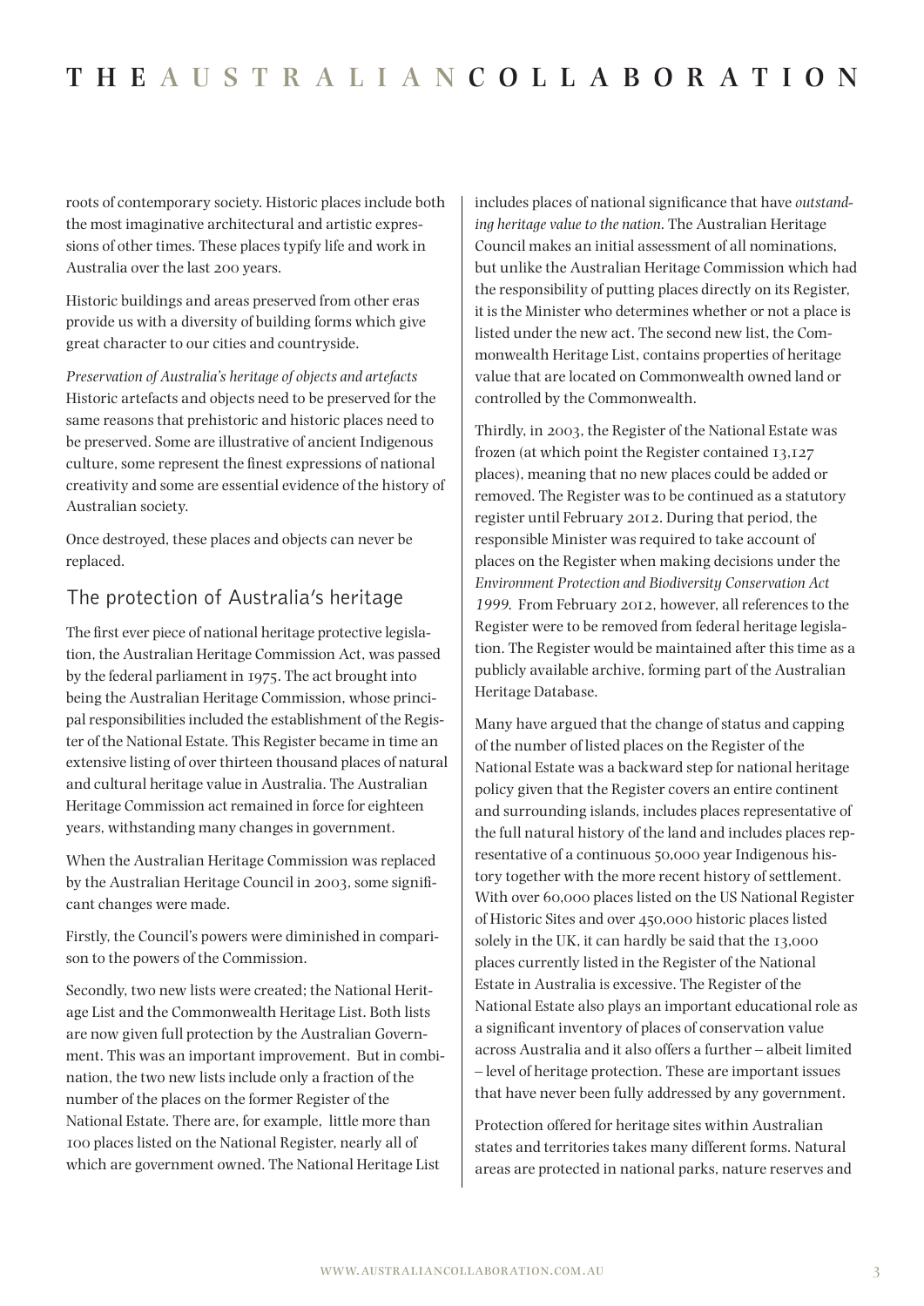roots of contemporary society. Historic places include both the most imaginative architectural and artistic expressions of other times. These places typify life and work in Australia over the last 200 years.

Historic buildings and areas preserved from other eras provide us with a diversity of building forms which give great character to our cities and countryside.

*Preservation of Australia's heritage of objects and artefacts*
Historic artefacts and objects need to be preserved for the same reasons that prehistoric and historic places need to be preserved. Some are illustrative of ancient Indigenous culture, some represent the finest expressions of national creativity and some are essential evidence of the history of Australian society.

Once destroyed, these places and objects can never be replaced.

## The protection of Australia's heritage

The first ever piece of national heritage protective legislation, the Australian Heritage Commission Act, was passed by the federal parliament in 1975. The act brought into being the Australian Heritage Commission, whose principal responsibilities included the establishment of the Register of the National Estate. This Register became in time an extensive listing of over thirteen thousand places of natural and cultural heritage value in Australia. The Australian Heritage Commission act remained in force for eighteen years, withstanding many changes in government.

When the Australian Heritage Commission was replaced by the Australian Heritage Council in 2003, some significant changes were made.

Firstly, the Council's powers were diminished in comparison to the powers of the Commission.

Secondly, two new lists were created; the National Heritage List and the Commonwealth Heritage List. Both lists are now given full protection by the Australian Government. This was an important improvement. But in combination, the two new lists include only a fraction of the number of the places on the former Register of the National Estate. There are, for example, little more than 100 places listed on the National Register, nearly all of which are government owned. The National Heritage List includes places of national significance that have *outstanding heritage value to the nation*. The Australian Heritage Council makes an initial assessment of all nominations, but unlike the Australian Heritage Commission which had the responsibility of putting places directly on its Register, it is the Minister who determines whether or not a place is listed under the new act. The second new list, the Commonwealth Heritage List, contains properties of heritage value that are located on Commonwealth owned land or controlled by the Commonwealth.

Thirdly, in 2003, the Register of the National Estate was frozen (at which point the Register contained 13,127 places), meaning that no new places could be added or removed. The Register was to be continued as a statutory register until February 2012. During that period, the responsible Minister was required to take account of places on the Register when making decisions under the *Environment Protection and Biodiversity Conservation Act 1999*. From February 2012, however, all references to the Register were to be removed from federal heritage legislation. The Register would be maintained after this time as a publicly available archive, forming part of the Australian Heritage Database.

Many have argued that the change of status and capping of the number of listed places on the Register of the National Estate was a backward step for national heritage policy given that the Register covers an entire continent and surrounding islands, includes places representative of the full natural history of the land and includes places representative of a continuous 50,000 year Indigenous history together with the more recent history of settlement. With over 60,000 places listed on the US National Register of Historic Sites and over 450,000 historic places listed solely in the UK, it can hardly be said that the 13,000 places currently listed in the Register of the National Estate in Australia is excessive. The Register of the National Estate also plays an important educational role as a significant inventory of places of conservation value across Australia and it also offers a further – albeit limited – level of heritage protection. These are important issues that have never been fully addressed by any government.

Protection offered for heritage sites within Australian states and territories takes many different forms. Natural areas are protected in national parks, nature reserves and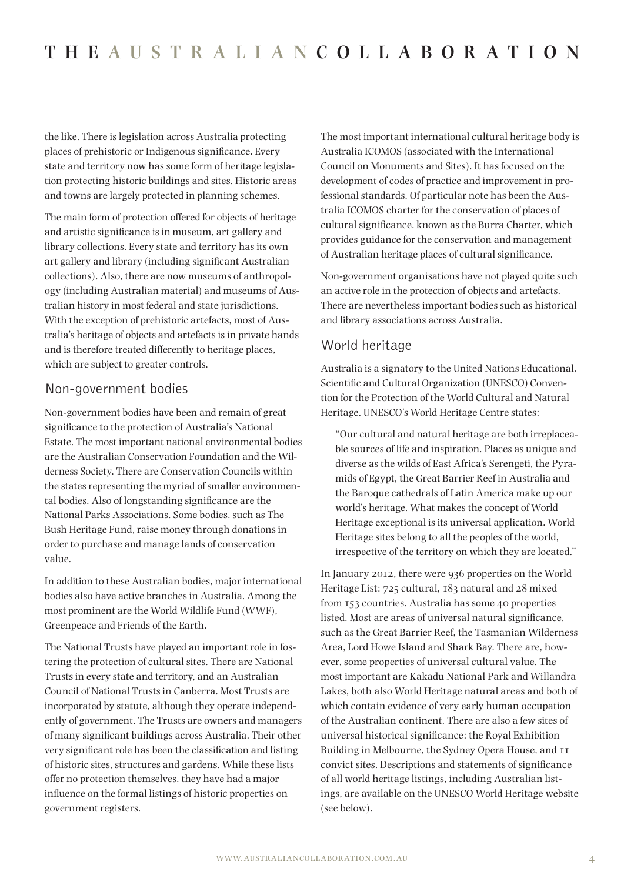the like. There is legislation across Australia protecting places of prehistoric or Indigenous significance. Every state and territory now has some form of heritage legislation protecting historic buildings and sites. Historic areas and towns are largely protected in planning schemes.

The main form of protection offered for objects of heritage and artistic significance is in museum, art gallery and library collections. Every state and territory has its own art gallery and library (including significant Australian collections). Also, there are now museums of anthropology (including Australian material) and museums of Australian history in most federal and state jurisdictions. With the exception of prehistoric artefacts, most of Australia's heritage of objects and artefacts is in private hands and is therefore treated differently to heritage places, which are subject to greater controls.

## Non-government bodies

Non-government bodies have been and remain of great significance to the protection of Australia's National Estate. The most important national environmental bodies are the Australian Conservation Foundation and the Wilderness Society. There are Conservation Councils within the states representing the myriad of smaller environmental bodies. Also of longstanding significance are the National Parks Associations. Some bodies, such as The Bush Heritage Fund, raise money through donations in order to purchase and manage lands of conservation value.

In addition to these Australian bodies, major international bodies also have active branches in Australia. Among the most prominent are the World Wildlife Fund (WWF), Greenpeace and Friends of the Earth.

The National Trusts have played an important role in fostering the protection of cultural sites. There are National Trusts in every state and territory, and an Australian Council of National Trusts in Canberra. Most Trusts are incorporated by statute, although they operate independently of government. The Trusts are owners and managers of many significant buildings across Australia. Their other very significant role has been the classification and listing of historic sites, structures and gardens. While these lists offer no protection themselves, they have had a major influence on the formal listings of historic properties on government registers.

The most important international cultural heritage body is Australia ICOMOS (associated with the International Council on Monuments and Sites). It has focused on the development of codes of practice and improvement in professional standards. Of particular note has been the Australia ICOMOS charter for the conservation of places of cultural significance, known as the Burra Charter, which provides guidance for the conservation and management of Australian heritage places of cultural significance.

Non-government organisations have not played quite such an active role in the protection of objects and artefacts. There are nevertheless important bodies such as historical and library associations across Australia.

## World heritage

Australia is a signatory to the United Nations Educational, Scientific and Cultural Organization (UNESCO) Convention for the Protection of the World Cultural and Natural Heritage. UNESCO's World Heritage Centre states:

> "Our cultural and natural heritage are both irreplaceable sources of life and inspiration. Places as unique and diverse as the wilds of East Africa's Serengeti, the Pyramids of Egypt, the Great Barrier Reef in Australia and the Baroque cathedrals of Latin America make up our world's heritage. What makes the concept of World Heritage exceptional is its universal application. World Heritage sites belong to all the peoples of the world, irrespective of the territory on which they are located."

In January 2012, there were 936 properties on the World Heritage List: 725 cultural, 183 natural and 28 mixed from 153 countries. Australia has some 40 properties listed. Most are areas of universal natural significance, such as the Great Barrier Reef, the Tasmanian Wilderness Area, Lord Howe Island and Shark Bay. There are, however, some properties of universal cultural value. The most important are Kakadu National Park and Willandra Lakes, both also World Heritage natural areas and both of which contain evidence of very early human occupation of the Australian continent. There are also a few sites of universal historical significance: the Royal Exhibition Building in Melbourne, the Sydney Opera House, and 11 convict sites. Descriptions and statements of significance of all world heritage listings, including Australian listings, are available on the UNESCO World Heritage website (see below).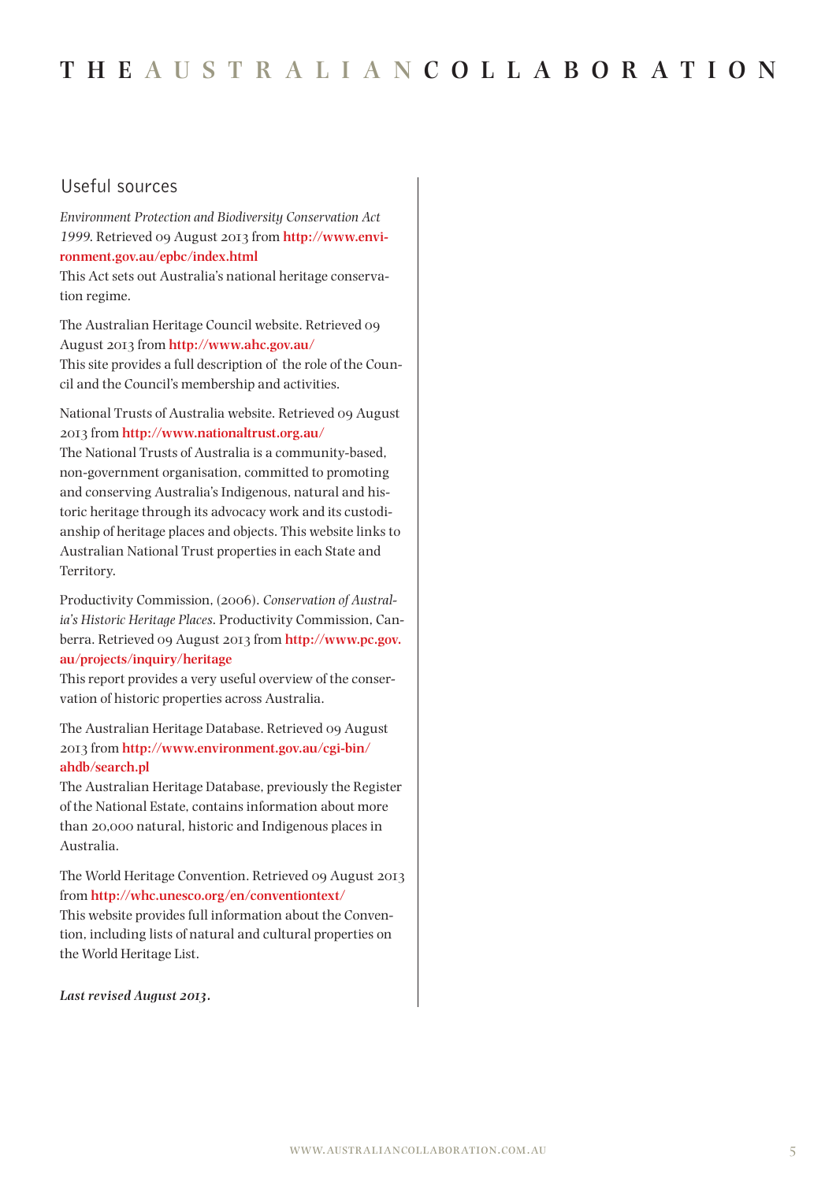## Useful sources

*Environment Protection and Biodiversity Conservation Act 1999*. Retrieved 09 August 2013 from **http://www.environment.gov.au/epbc/index.html**
This Act sets out Australia's national heritage conservation regime.

The Australian Heritage Council website. Retrieved 09 August 2013 from **http://www.ahc.gov.au/**
This site provides a full description of the role of the Council and the Council's membership and activities.

National Trusts of Australia website. Retrieved 09 August 2013 from **http://www.nationaltrust.org.au/**
The National Trusts of Australia is a community-based, non-government organisation, committed to promoting and conserving Australia's Indigenous, natural and historic heritage through its advocacy work and its custodianship of heritage places and objects. This website links to Australian National Trust properties in each State and Territory.

Productivity Commission, (2006). *Conservation of Australia's Historic Heritage Places*. Productivity Commission, Canberra. Retrieved 09 August 2013 from **http://www.pc.gov.au/projects/inquiry/heritage**
This report provides a very useful overview of the conservation of historic properties across Australia.

The Australian Heritage Database. Retrieved 09 August 2013 from **http://www.environment.gov.au/cgi-bin/ahdb/search.pl**
The Australian Heritage Database, previously the Register of the National Estate, contains information about more than 20,000 natural, historic and Indigenous places in Australia.

The World Heritage Convention. Retrieved 09 August 2013 from **http://whc.unesco.org/en/conventiontext/**
This website provides full information about the Convention, including lists of natural and cultural properties on the World Heritage List.

***Last revised August 2013.***